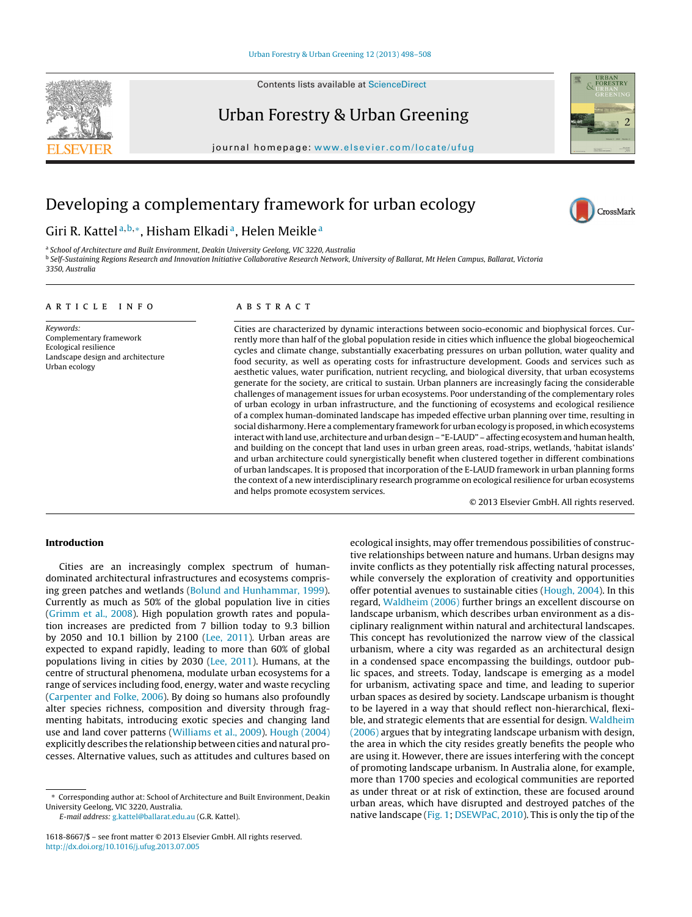# Developing a complementary framework for urban ecology

Giri R. Kattel[a,b,*], Hisham Elkadi[a], Helen Meikle[a]

[a] School of Architecture and Built Environment, Deakin University Geelong, VIC 3220, Australia
[b] Self-Sustaining Regions Research and Innovation Initiative Collaborative Research Network, University of Ballarat, Mt Helen Campus, Ballarat, Victoria 3350, Australia

## ARTICLE INFO

*Keywords:*
Complementary framework
Ecological resilience
Landscape design and architecture
Urban ecology

## ABSTRACT

Cities are characterized by dynamic interactions between socio-economic and biophysical forces. Currently more than half of the global population reside in cities which influence the global biogeochemical cycles and climate change, substantially exacerbating pressures on urban pollution, water quality and food security, as well as operating costs for infrastructure development. Goods and services such as aesthetic values, water purification, nutrient recycling, and biological diversity, that urban ecosystems generate for the society, are critical to sustain. Urban planners are increasingly facing the considerable challenges of management issues for urban ecosystems. Poor understanding of the complementary roles of urban ecology in urban infrastructure, and the functioning of ecosystems and ecological resilience of a complex human-dominated landscape has impeded effective urban planning over time, resulting in social disharmony. Here a complementary framework for urban ecology is proposed, in which ecosystems interact with land use, architecture and urban design – "E-LAUD" – affecting ecosystem and human health, and building on the concept that land uses in urban green areas, road-strips, wetlands, 'habitat islands' and urban architecture could synergistically benefit when clustered together in different combinations of urban landscapes. It is proposed that incorporation of the E-LAUD framework in urban planning forms the context of a new interdisciplinary research programme on ecological resilience for urban ecosystems and helps promote ecosystem services.

© 2013 Elsevier GmbH. All rights reserved.

## Introduction

Cities are an increasingly complex spectrum of human-dominated architectural infrastructures and ecosystems comprising green patches and wetlands (Bolund and Hunhammar, 1999). Currently as much as 50% of the global population live in cities (Grimm et al., 2008). High population growth rates and population increases are predicted from 7 billion today to 9.3 billion by 2050 and 10.1 billion by 2100 (Lee, 2011). Urban areas are expected to expand rapidly, leading to more than 60% of global populations living in cities by 2030 (Lee, 2011). Humans, at the centre of structural phenomena, modulate urban ecosystems for a range of services including food, energy, water and waste recycling (Carpenter and Folke, 2006). By doing so humans also profoundly alter species richness, composition and diversity through fragmenting habitats, introducing exotic species and changing land use and land cover patterns (Williams et al., 2009). Hough (2004) explicitly describes the relationship between cities and natural processes. Alternative values, such as attitudes and cultures based on ecological insights, may offer tremendous possibilities of constructive relationships between nature and humans. Urban designs may invite conflicts as they potentially risk affecting natural processes, while conversely the exploration of creativity and opportunities offer potential avenues to sustainable cities (Hough, 2004). In this regard, Waldheim (2006) further brings an excellent discourse on landscape urbanism, which describes urban environment as a disciplinary realignment within natural and architectural landscapes. This concept has revolutionized the narrow view of the classical urbanism, where a city was regarded as an architectural design in a condensed space encompassing the buildings, outdoor public spaces, and streets. Today, landscape is emerging as a model for urbanism, activating space and time, and leading to superior urban spaces as desired by society. Landscape urbanism is thought to be layered in a way that should reflect non-hierarchical, flexible, and strategic elements that are essential for design. Waldheim (2006) argues that by integrating landscape urbanism with design, the area in which the city resides greatly benefits the people who are using it. However, there are issues interfering with the concept of promoting landscape urbanism. In Australia alone, for example, more than 1700 species and ecological communities are reported as under threat or at risk of extinction, these are focused around urban areas, which have disrupted and destroyed patches of the native landscape (Fig. 1; DSEWPaC, 2010). This is only the tip of the

---

\* Corresponding author at: School of Architecture and Built Environment, Deakin University Geelong, VIC 3220, Australia.
*E-mail address:* g.kattel@ballarat.edu.au (G.R. Kattel).

1618-8667/$ – see front matter © 2013 Elsevier GmbH. All rights reserved.
http://dx.doi.org/10.1016/j.ufug.2013.07.005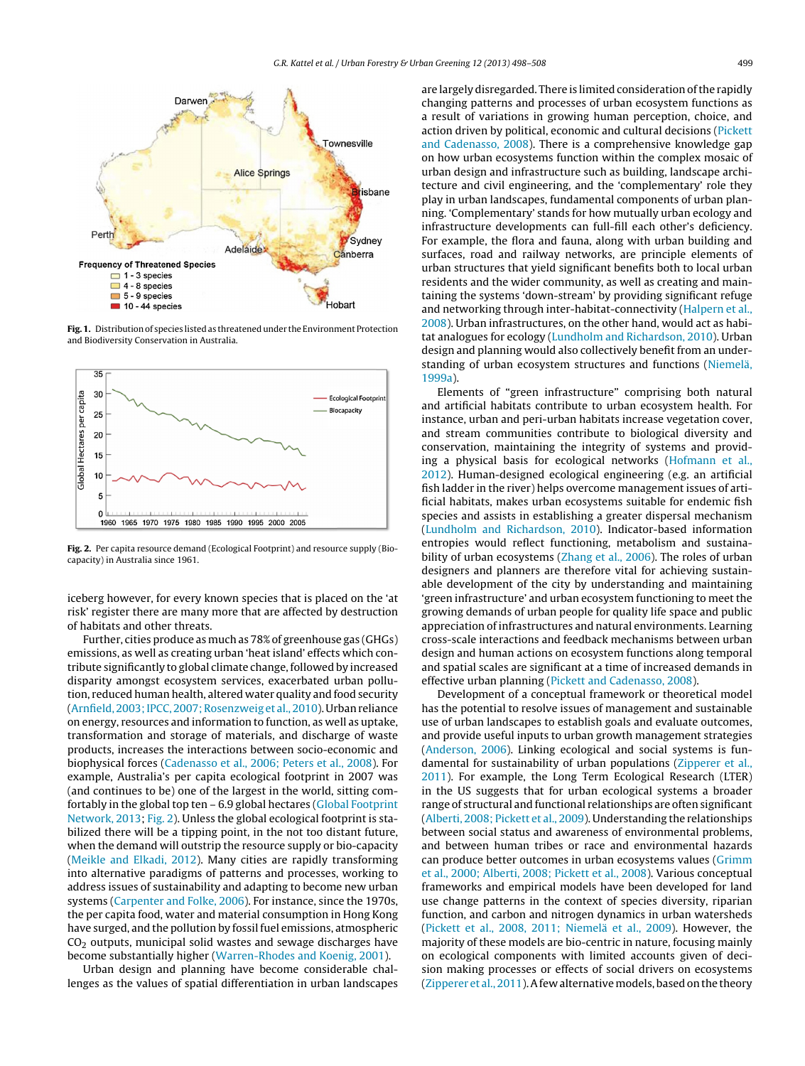Fig. 1. Distribution of species listed as threatened under the Environment Protection and Biodiversity Conservation in Australia.

Fig. 2. Per capita resource demand (Ecological Footprint) and resource supply (Biocapacity) in Australia since 1961.

iceberg however, for every known species that is placed on the 'at risk' register there are many more that are affected by destruction of habitats and other threats.

Further, cities produce as much as 78% of greenhouse gas (GHGs) emissions, as well as creating urban 'heat island' effects which contribute significantly to global climate change, followed by increased disparity amongst ecosystem services, exacerbated urban pollution, reduced human health, altered water quality and food security (Arnfield, 2003; IPCC, 2007; Rosenzweig et al., 2010). Urban reliance on energy, resources and information to function, as well as uptake, transformation and storage of materials, and discharge of waste products, increases the interactions between socio-economic and biophysical forces (Cadenasso et al., 2006; Peters et al., 2008). For example, Australia's per capita ecological footprint in 2007 was (and continues to be) one of the largest in the world, sitting comfortably in the global top ten – 6.9 global hectares (Global Footprint Network, 2013; Fig. 2). Unless the global ecological footprint is stabilized there will be a tipping point, in the not too distant future, when the demand will outstrip the resource supply or bio-capacity (Meikle and Elkadi, 2012). Many cities are rapidly transforming into alternative paradigms of patterns and processes, working to address issues of sustainability and adapting to become new urban systems (Carpenter and Folke, 2006). For instance, since the 1970s, the per capita food, water and material consumption in Hong Kong have surged, and the pollution by fossil fuel emissions, atmospheric $CO_2$ outputs, municipal solid wastes and sewage discharges have become substantially higher (Warren-Rhodes and Koenig, 2001).

Urban design and planning have become considerable challenges as the values of spatial differentiation in urban landscapes are largely disregarded. There is limited consideration of the rapidly changing patterns and processes of urban ecosystem functions as a result of variations in growing human perception, choice, and action driven by political, economic and cultural decisions (Pickett and Cadenasso, 2008). There is a comprehensive knowledge gap on how urban ecosystems function within the complex mosaic of urban design and infrastructure such as building, landscape architecture and civil engineering, and the 'complementary' role they play in urban landscapes, fundamental components of urban planning. 'Complementary' stands for how mutually urban ecology and infrastructure developments can full-fill each other's deficiency. For example, the flora and fauna, along with urban building and surfaces, road and railway networks, are principle elements of urban structures that yield significant benefits both to local urban residents and the wider community, as well as creating and maintaining the systems 'down-stream' by providing significant refuge and networking through inter-habitat-connectivity (Halpern et al., 2008). Urban infrastructures, on the other hand, would act as habitat analogues for ecology (Lundholm and Richardson, 2010). Urban design and planning would also collectively benefit from an understanding of urban ecosystem structures and functions (Niemelä, 1999a).

Elements of "green infrastructure" comprising both natural and artificial habitats contribute to urban ecosystem health. For instance, urban and peri-urban habitats increase vegetation cover, and stream communities contribute to biological diversity and conservation, maintaining the integrity of systems and providing a physical basis for ecological networks (Hofmann et al., 2012). Human-designed ecological engineering (e.g. an artificial fish ladder in the river) helps overcome management issues of artificial habitats, makes urban ecosystems suitable for endemic fish species and assists in establishing a greater dispersal mechanism (Lundholm and Richardson, 2010). Indicator-based information on entropies would reflect functioning, metabolism and sustainability of urban ecosystems (Zhang et al., 2006). The roles of urban designers and planners are therefore vital for achieving sustainable development of the city by understanding and maintaining 'green infrastructure' and urban ecosystem functioning to meet the growing demands of urban people for quality life space and public appreciation of infrastructures and natural environments. Learning cross-scale interactions and feedback mechanisms between urban design and human actions on ecosystem functions along temporal and spatial scales are significant at a time of increased demands in effective urban planning (Pickett and Cadenasso, 2008).

Development of a conceptual framework or theoretical model has the potential to resolve issues of management and sustainable use of urban landscapes to establish goals and evaluate outcomes, and provide useful inputs to urban growth management strategies (Anderson, 2006). Linking ecological and social systems is fundamental for sustainability of urban populations (Zipperer et al., 2011). For example, the Long Term Ecological Research (LTER) in the US suggests that for urban ecological systems a broader range of structural and functional relationships are often significant (Alberti, 2008; Pickett et al., 2009). Understanding the relationships between social status and awareness of environmental problems, and between human tribes or race and environmental hazards can produce better outcomes in urban ecosystems values (Grimm et al., 2000; Alberti, 2008; Pickett et al., 2008). Various conceptual frameworks and empirical models have been developed for land use change patterns in the context of species diversity, riparian function, and carbon and nitrogen dynamics in urban watersheds (Pickett et al., 2008, 2011; Niemelä et al., 2009). However, the majority of these models are bio-centric in nature, focusing mainly on ecological components with limited accounts given of decision making processes or effects of social drivers on ecosystems (Zipperer et al., 2011). A few alternative models, based on the theory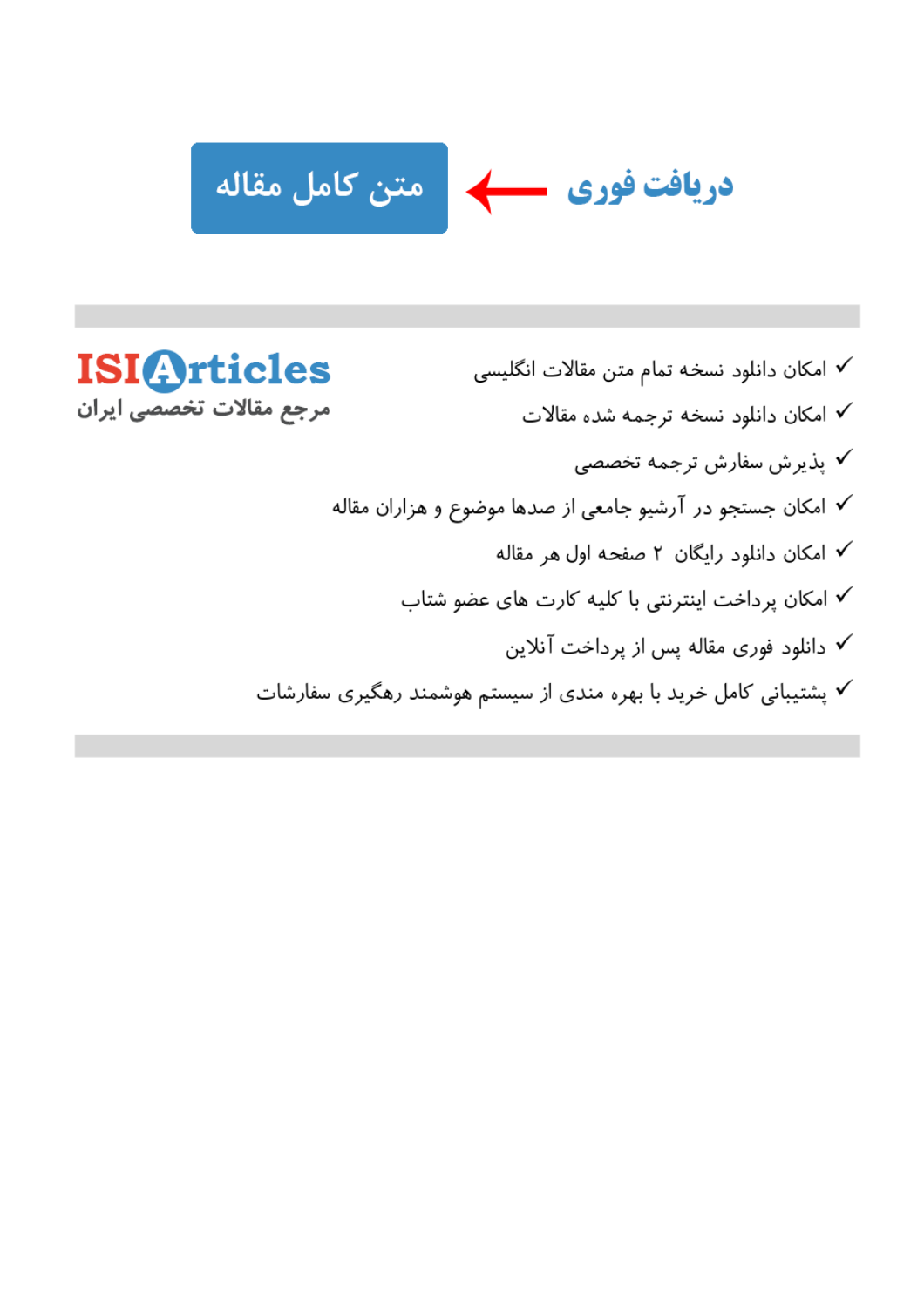دریافت فوری ← **متن کامل مقاله**

**ISIArticles**
مرجع مقالات تخصصی ایران

- ✓ امکان دانلود نسخه تمام متن مقالات انگلیسی
- ✓ امکان دانلود نسخه ترجمه شده مقالات
- ✓ پذیرش سفارش ترجمه تخصصی
- ✓ امکان جستجو در آرشیو جامعی از صدها موضوع و هزاران مقاله
- ✓ امکان دانلود رایگان ۲ صفحه اول هر مقاله
- ✓ امکان پرداخت اینترنتی با کلیه کارت های عضو شتاب
- ✓ دانلود فوری مقاله پس از پرداخت آنلاین
- ✓ پشتیبانی کامل خرید با بهره مندی از سیستم هوشمند رهگیری سفارشات